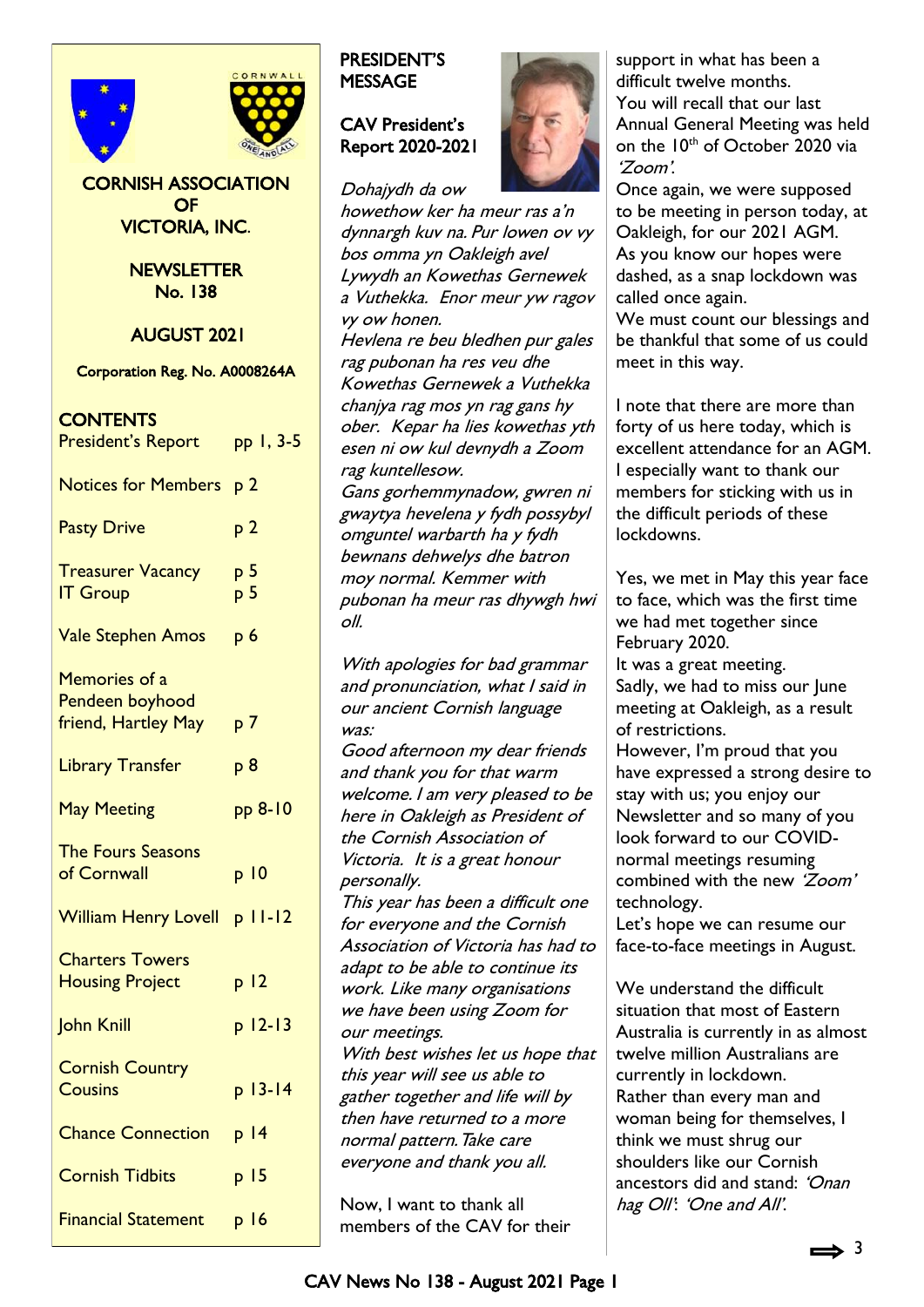# CORNISH ASSOCIATION OF VICTORIA, INC.

## NEWSLETTER No. 138

## AUGUST 2021

Corporation Reg. No. A0008264A

## CONTENTS

| | |
|---|---|
| President's Report | pp 1, 3-5 |
| Notices for Members | p 2 |
| Pasty Drive | p 2 |
| Treasurer Vacancy | p 5 |
| IT Group | p 5 |
| Vale Stephen Amos | p 6 |
| Memories of a Pendeen boyhood friend, Hartley May | p 7 |
| Library Transfer | p 8 |
| May Meeting | pp 8-10 |
| The Fours Seasons of Cornwall | p 10 |
| William Henry Lovell | p 11-12 |
| Charters Towers Housing Project | p 12 |
| John Knill | p 12-13 |
| Cornish Country Cousins | p 13-14 |
| Chance Connection | p 14 |
| Cornish Tidbits | p 15 |
| Financial Statement | p 16 |

## PRESIDENT'S MESSAGE

### CAV President's Report 2020-2021

*Dohajydh da ow howethow ker ha meur ras a'n dynnargh kuv na. Pur lowen ov vy bos omma yn Oakleigh avel Lywydh an Kowethas Gernewek a Vuthekka. Enor meur yw ragov vy ow honen.*
*Hevlena re beu bledhen pur gales rag pubonan ha res veu dhe Kowethas Gernewek a Vuthekka chanjya rag mos yn rag gans hy ober. Kepar ha lies kowethas yth esen ni ow kul devnydh a Zoom rag kuntellesow.*
*Gans gorhemmynadow, gwren ni gwaytya hevelena y fydh possybyl omguntel warbarth ha y fydh bewnans dehwelys dhe batron moy normal. Kemmer with pubonan ha meur ras dhywgh hwi oll.*

*With apologies for bad grammar and pronunciation, what I said in our ancient Cornish language was:*
*Good afternoon my dear friends and thank you for that warm welcome. I am very pleased to be here in Oakleigh as President of the Cornish Association of Victoria. It is a great honour personally.*
*This year has been a difficult one for everyone and the Cornish Association of Victoria has had to adapt to be able to continue its work. Like many organisations we have been using Zoom for our meetings.*
*With best wishes let us hope that this year will see us able to gather together and life will by then have returned to a more normal pattern. Take care everyone and thank you all.*

Now, I want to thank all members of the CAV for their support in what has been a difficult twelve months.
You will recall that our last Annual General Meeting was held on the 10th of October 2020 via *'Zoom'*.
Once again, we were supposed to be meeting in person today, at Oakleigh, for our 2021 AGM.
As you know our hopes were dashed, as a snap lockdown was called once again.
We must count our blessings and be thankful that some of us could meet in this way.

I note that there are more than forty of us here today, which is excellent attendance for an AGM.
I especially want to thank our members for sticking with us in the difficult periods of these lockdowns.

Yes, we met in May this year face to face, which was the first time we had met together since February 2020.
It was a great meeting.
Sadly, we had to miss our June meeting at Oakleigh, as a result of restrictions.
However, I'm proud that you have expressed a strong desire to stay with us; you enjoy our Newsletter and so many of you look forward to our COVID-normal meetings resuming combined with the new *'Zoom'* technology.
Let's hope we can resume our face-to-face meetings in August.

We understand the difficult situation that most of Eastern Australia is currently in as almost twelve million Australians are currently in lockdown.
Rather than every man and woman being for themselves, I think we must shrug our shoulders like our Cornish ancestors did and stand: *'Onan hag Oll'. 'One and All'.*

⟹ 3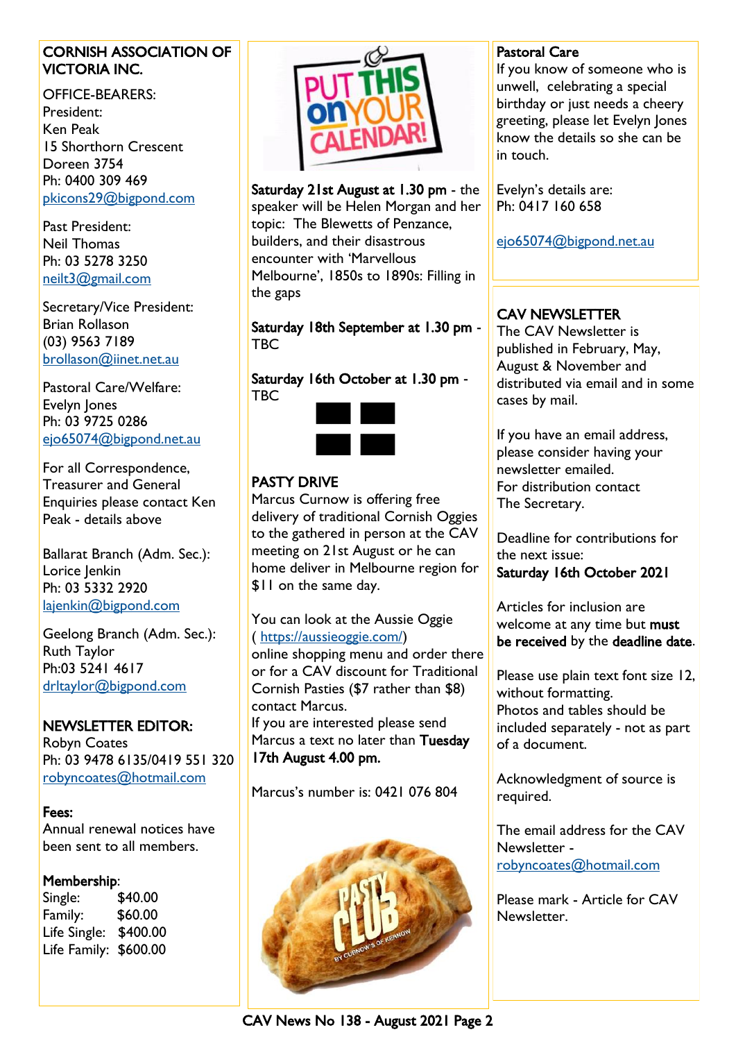## CORNISH ASSOCIATION OF VICTORIA INC.

OFFICE-BEARERS:

President:
Ken Peak
15 Shorthorn Crescent
Doreen 3754
Ph: 0400 309 469
pkicons29@bigpond.com

Past President:
Neil Thomas
Ph: 03 5278 3250
neilt3@gmail.com

Secretary/Vice President:
Brian Rollason
(03) 9563 7189
brollason@iinet.net.au

Pastoral Care/Welfare:
Evelyn Jones
Ph: 03 9725 0286
ejo65074@bigpond.net.au

For all Correspondence, Treasurer and General Enquiries please contact Ken Peak - details above

Ballarat Branch (Adm. Sec.):
Lorice Jenkin
Ph: 03 5332 2920
lajenkin@bigpond.com

Geelong Branch (Adm. Sec.):
Ruth Taylor
Ph:03 5241 4617
drltaylor@bigpond.com

**NEWSLETTER EDITOR:**
Robyn Coates
Ph: 03 9478 6135/0419 551 320
robyncoates@hotmail.com

**Fees:**
Annual renewal notices have been sent to all members.

**Membership:**

| | |
|---|---|
| Single: | $40.00 |
| Family: | $60.00 |
| Life Single: | $400.00 |
| Life Family: | $600.00 |

## PUT THIS ON YOUR CALENDAR!

**Saturday 21st August at 1.30 pm** - the speaker will be Helen Morgan and her topic: The Blewetts of Penzance, builders, and their disastrous encounter with 'Marvellous Melbourne', 1850s to 1890s: Filling in the gaps

**Saturday 18th September at 1.30 pm** - TBC

**Saturday 16th October at 1.30 pm** - TBC

## PASTY DRIVE

Marcus Curnow is offering free delivery of traditional Cornish Oggies to the gathered in person at the CAV meeting on 21st August or he can home deliver in Melbourne region for $11 on the same day.

You can look at the Aussie Oggie ( https://aussieoggie.com/) online shopping menu and order there or for a CAV discount for Traditional Cornish Pasties ($7 rather than $8) contact Marcus.
If you are interested please send Marcus a text no later than **Tuesday 17th August 4.00 pm.**

Marcus's number is: 0421 076 804

## Pastoral Care

If you know of someone who is unwell, celebrating a special birthday or just needs a cheery greeting, please let Evelyn Jones know the details so she can be in touch.

Evelyn's details are:
Ph: 0417 160 658

ejo65074@bigpond.net.au

## CAV NEWSLETTER

The CAV Newsletter is published in February, May, August & November and distributed via email and in some cases by mail.

If you have an email address, please consider having your newsletter emailed.
For distribution contact The Secretary.

Deadline for contributions for the next issue:
**Saturday 16th October 2021**

Articles for inclusion are welcome at any time but **must be received** by the **deadline date**.

Please use plain text font size 12, without formatting.
Photos and tables should be included separately - not as part of a document.

Acknowledgment of source is required.

The email address for the CAV Newsletter - robyncoates@hotmail.com

Please mark - Article for CAV Newsletter.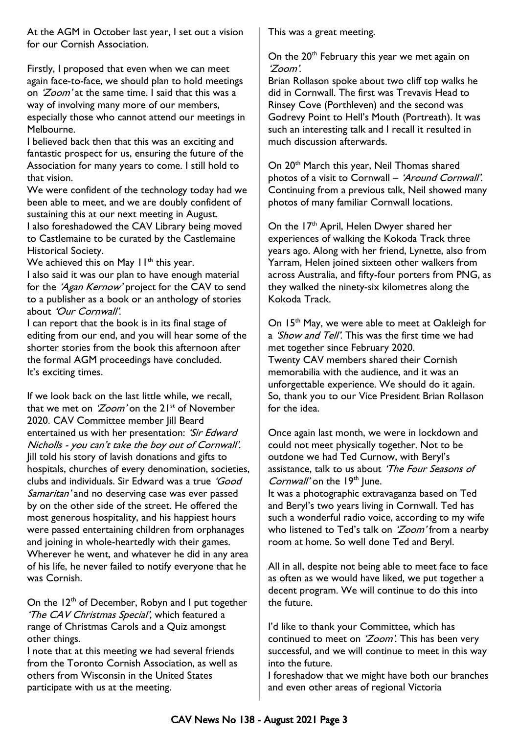At the AGM in October last year, I set out a vision for our Cornish Association.

Firstly, I proposed that even when we can meet again face-to-face, we should plan to hold meetings on *'Zoom'* at the same time. I said that this was a way of involving many more of our members, especially those who cannot attend our meetings in Melbourne.

I believed back then that this was an exciting and fantastic prospect for us, ensuring the future of the Association for many years to come. I still hold to that vision.

We were confident of the technology today had we been able to meet, and we are doubly confident of sustaining this at our next meeting in August.

I also foreshadowed the CAV Library being moved to Castlemaine to be curated by the Castlemaine Historical Society.

We achieved this on May 11th this year.

I also said it was our plan to have enough material for the *'Agan Kernow'* project for the CAV to send to a publisher as a book or an anthology of stories about *'Our Cornwall'*.

I can report that the book is in its final stage of editing from our end, and you will hear some of the shorter stories from the book this afternoon after the formal AGM proceedings have concluded.

It's exciting times.

If we look back on the last little while, we recall, that we met on *'Zoom'* on the 21st of November 2020. CAV Committee member Jill Beard entertained us with her presentation: *'Sir Edward Nicholls - you can't take the boy out of Cornwall'*. Jill told his story of lavish donations and gifts to hospitals, churches of every denomination, societies, clubs and individuals. Sir Edward was a true *'Good Samaritan'* and no deserving case was ever passed by on the other side of the street. He offered the most generous hospitality, and his happiest hours were passed entertaining children from orphanages and joining in whole-heartedly with their games. Wherever he went, and whatever he did in any area of his life, he never failed to notify everyone that he was Cornish.

On the 12th of December, Robyn and I put together *'The CAV Christmas Special'*, which featured a range of Christmas Carols and a Quiz amongst other things.

I note that at this meeting we had several friends from the Toronto Cornish Association, as well as others from Wisconsin in the United States participate with us at the meeting.

This was a great meeting.

On the 20th February this year we met again on *'Zoom'*.

Brian Rollason spoke about two cliff top walks he did in Cornwall. The first was Trevavis Head to Rinsey Cove (Porthleven) and the second was Godrevy Point to Hell's Mouth (Portreath). It was such an interesting talk and I recall it resulted in much discussion afterwards.

On 20th March this year, Neil Thomas shared photos of a visit to Cornwall – *'Around Cornwall'*. Continuing from a previous talk, Neil showed many photos of many familiar Cornwall locations.

On the 17th April, Helen Dwyer shared her experiences of walking the Kokoda Track three years ago. Along with her friend, Lynette, also from Yarram, Helen joined sixteen other walkers from across Australia, and fifty-four porters from PNG, as they walked the ninety-six kilometres along the Kokoda Track.

On 15th May, we were able to meet at Oakleigh for a *'Show and Tell'*. This was the first time we had met together since February 2020.

Twenty CAV members shared their Cornish memorabilia with the audience, and it was an unforgettable experience. We should do it again. So, thank you to our Vice President Brian Rollason for the idea.

Once again last month, we were in lockdown and could not meet physically together. Not to be outdone we had Ted Curnow, with Beryl's assistance, talk to us about *'The Four Seasons of Cornwall'* on the 19th June.

It was a photographic extravaganza based on Ted and Beryl's two years living in Cornwall. Ted has such a wonderful radio voice, according to my wife who listened to Ted's talk on *'Zoom'* from a nearby room at home. So well done Ted and Beryl.

All in all, despite not being able to meet face to face as often as we would have liked, we put together a decent program. We will continue to do this into the future.

I'd like to thank your Committee, which has continued to meet on *'Zoom'*. This has been very successful, and we will continue to meet in this way into the future.

I foreshadow that we might have both our branches and even other areas of regional Victoria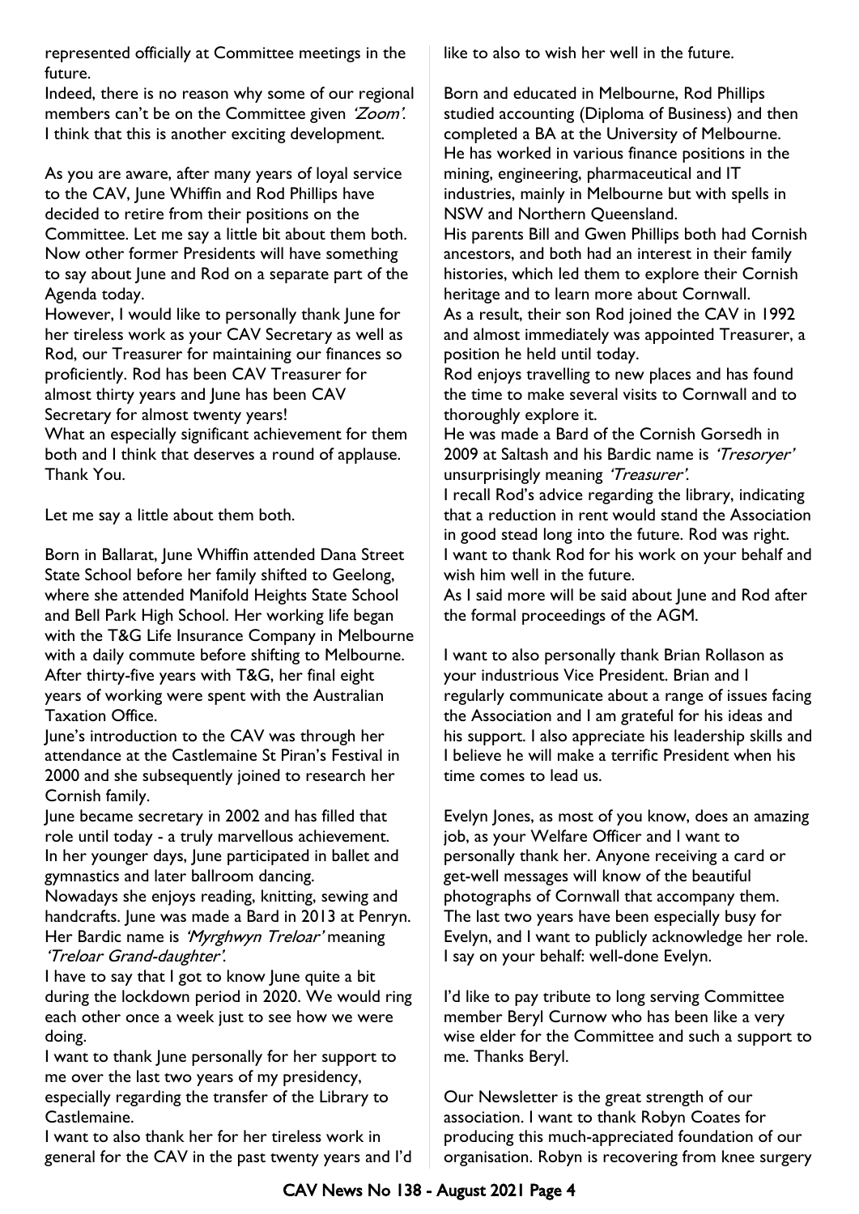represented officially at Committee meetings in the future.

Indeed, there is no reason why some of our regional members can't be on the Committee given *'Zoom'*. I think that this is another exciting development.

As you are aware, after many years of loyal service to the CAV, June Whiffin and Rod Phillips have decided to retire from their positions on the Committee. Let me say a little bit about them both. Now other former Presidents will have something to say about June and Rod on a separate part of the Agenda today.

However, I would like to personally thank June for her tireless work as your CAV Secretary as well as Rod, our Treasurer for maintaining our finances so proficiently. Rod has been CAV Treasurer for almost thirty years and June has been CAV Secretary for almost twenty years!

What an especially significant achievement for them both and I think that deserves a round of applause. Thank You.

Let me say a little about them both.

Born in Ballarat, June Whiffin attended Dana Street State School before her family shifted to Geelong, where she attended Manifold Heights State School and Bell Park High School. Her working life began with the T&G Life Insurance Company in Melbourne with a daily commute before shifting to Melbourne. After thirty-five years with T&G, her final eight years of working were spent with the Australian Taxation Office.

June's introduction to the CAV was through her attendance at the Castlemaine St Piran's Festival in 2000 and she subsequently joined to research her Cornish family.

June became secretary in 2002 and has filled that role until today - a truly marvellous achievement.

In her younger days, June participated in ballet and gymnastics and later ballroom dancing.

Nowadays she enjoys reading, knitting, sewing and handcrafts. June was made a Bard in 2013 at Penryn. Her Bardic name is *'Myrghwyn Treloar'* meaning *'Treloar Grand-daughter'*.

I have to say that I got to know June quite a bit during the lockdown period in 2020. We would ring each other once a week just to see how we were doing.

I want to thank June personally for her support to me over the last two years of my presidency, especially regarding the transfer of the Library to Castlemaine.

I want to also thank her for her tireless work in general for the CAV in the past twenty years and I'd like to also to wish her well in the future.

Born and educated in Melbourne, Rod Phillips studied accounting (Diploma of Business) and then completed a BA at the University of Melbourne. He has worked in various finance positions in the mining, engineering, pharmaceutical and IT industries, mainly in Melbourne but with spells in NSW and Northern Queensland.

His parents Bill and Gwen Phillips both had Cornish ancestors, and both had an interest in their family histories, which led them to explore their Cornish heritage and to learn more about Cornwall.

As a result, their son Rod joined the CAV in 1992 and almost immediately was appointed Treasurer, a position he held until today.

Rod enjoys travelling to new places and has found the time to make several visits to Cornwall and to thoroughly explore it.

He was made a Bard of the Cornish Gorsedh in 2009 at Saltash and his Bardic name is *'Tresoryer'* unsurprisingly meaning *'Treasurer'*.

I recall Rod's advice regarding the library, indicating that a reduction in rent would stand the Association in good stead long into the future. Rod was right.

I want to thank Rod for his work on your behalf and wish him well in the future.

As I said more will be said about June and Rod after the formal proceedings of the AGM.

I want to also personally thank Brian Rollason as your industrious Vice President. Brian and I regularly communicate about a range of issues facing the Association and I am grateful for his ideas and his support. I also appreciate his leadership skills and I believe he will make a terrific President when his time comes to lead us.

Evelyn Jones, as most of you know, does an amazing job, as your Welfare Officer and I want to personally thank her. Anyone receiving a card or get-well messages will know of the beautiful photographs of Cornwall that accompany them. The last two years have been especially busy for Evelyn, and I want to publicly acknowledge her role. I say on your behalf: well-done Evelyn.

I'd like to pay tribute to long serving Committee member Beryl Curnow who has been like a very wise elder for the Committee and such a support to me. Thanks Beryl.

Our Newsletter is the great strength of our association. I want to thank Robyn Coates for producing this much-appreciated foundation of our organisation. Robyn is recovering from knee surgery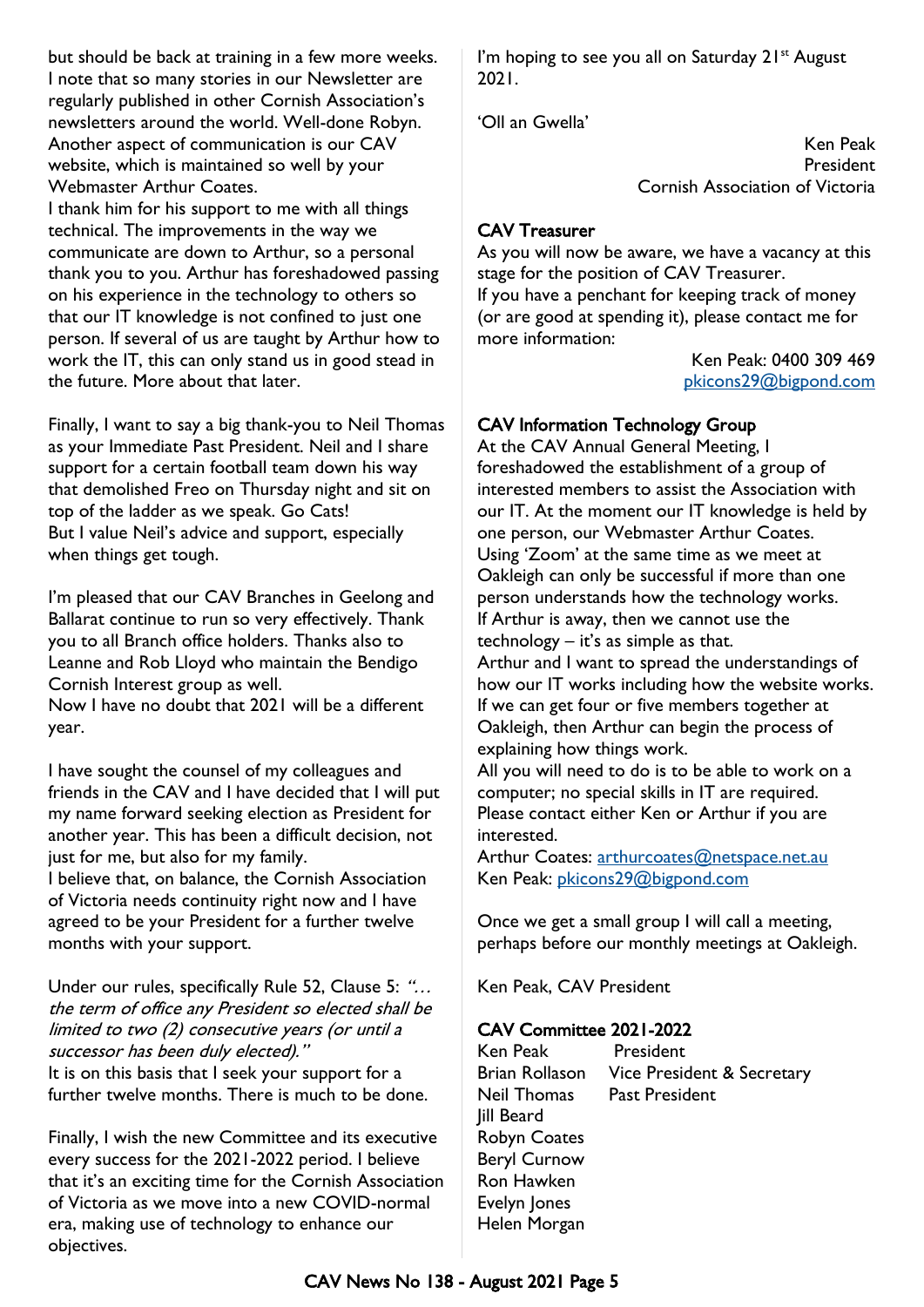but should be back at training in a few more weeks. I note that so many stories in our Newsletter are regularly published in other Cornish Association's newsletters around the world. Well-done Robyn. Another aspect of communication is our CAV website, which is maintained so well by your Webmaster Arthur Coates.

I thank him for his support to me with all things technical. The improvements in the way we communicate are down to Arthur, so a personal thank you to you. Arthur has foreshadowed passing on his experience in the technology to others so that our IT knowledge is not confined to just one person. If several of us are taught by Arthur how to work the IT, this can only stand us in good stead in the future. More about that later.

Finally, I want to say a big thank-you to Neil Thomas as your Immediate Past President. Neil and I share support for a certain football team down his way that demolished Freo on Thursday night and sit on top of the ladder as we speak. Go Cats!
But I value Neil's advice and support, especially when things get tough.

I'm pleased that our CAV Branches in Geelong and Ballarat continue to run so very effectively. Thank you to all Branch office holders. Thanks also to Leanne and Rob Lloyd who maintain the Bendigo Cornish Interest group as well.
Now I have no doubt that 2021 will be a different year.

I have sought the counsel of my colleagues and friends in the CAV and I have decided that I will put my name forward seeking election as President for another year. This has been a difficult decision, not just for me, but also for my family.
I believe that, on balance, the Cornish Association of Victoria needs continuity right now and I have agreed to be your President for a further twelve months with your support.

Under our rules, specifically Rule 52, Clause 5: *"… the term of office any President so elected shall be limited to two (2) consecutive years (or until a successor has been duly elected)."*
It is on this basis that I seek your support for a further twelve months. There is much to be done.

Finally, I wish the new Committee and its executive every success for the 2021-2022 period. I believe that it's an exciting time for the Cornish Association of Victoria as we move into a new COVID-normal era, making use of technology to enhance our objectives.

I'm hoping to see you all on Saturday 21st August 2021.

'Oll an Gwella'

Ken Peak
President
Cornish Association of Victoria

## CAV Treasurer

As you will now be aware, we have a vacancy at this stage for the position of CAV Treasurer.
If you have a penchant for keeping track of money (or are good at spending it), please contact me for more information:

Ken Peak: 0400 309 469
pkicons29@bigpond.com

## CAV Information Technology Group

At the CAV Annual General Meeting, I foreshadowed the establishment of a group of interested members to assist the Association with our IT. At the moment our IT knowledge is held by one person, our Webmaster Arthur Coates.
Using 'Zoom' at the same time as we meet at Oakleigh can only be successful if more than one person understands how the technology works.
If Arthur is away, then we cannot use the technology – it's as simple as that.
Arthur and I want to spread the understandings of how our IT works including how the website works.
If we can get four or five members together at Oakleigh, then Arthur can begin the process of explaining how things work.
All you will need to do is to be able to work on a computer; no special skills in IT are required.
Please contact either Ken or Arthur if you are interested.
Arthur Coates: arthurcoates@netspace.net.au
Ken Peak: pkicons29@bigpond.com

Once we get a small group I will call a meeting, perhaps before our monthly meetings at Oakleigh.

Ken Peak, CAV President

## CAV Committee 2021-2022

| | |
|---|---|
| Ken Peak | President |
| Brian Rollason | Vice President & Secretary |
| Neil Thomas | Past President |
| Jill Beard | |
| Robyn Coates | |
| Beryl Curnow | |
| Ron Hawken | |
| Evelyn Jones | |
| Helen Morgan | |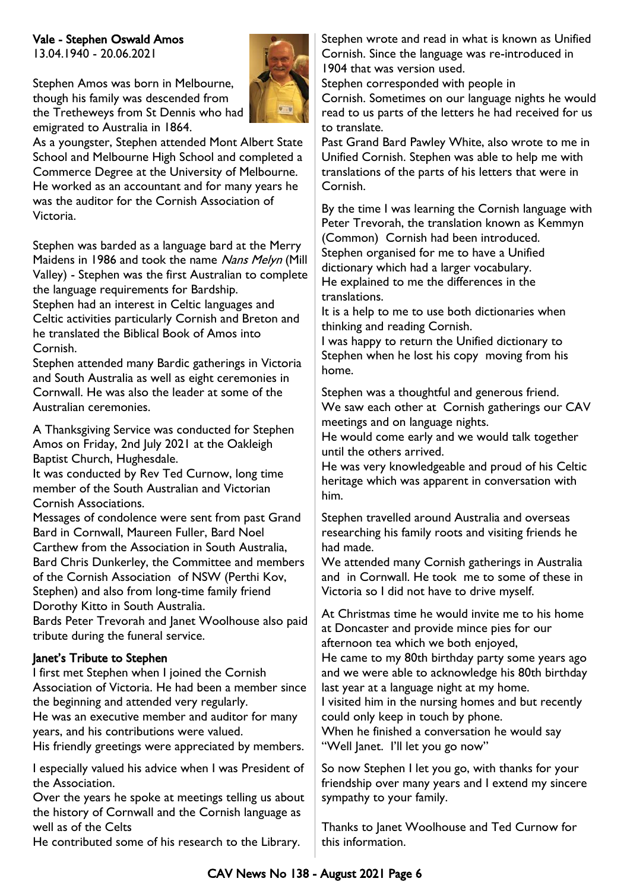### Vale - Stephen Oswald Amos

13.04.1940 - 20.06.2021

Stephen Amos was born in Melbourne, though his family was descended from the Tretheweys from St Dennis who had emigrated to Australia in 1864.

As a youngster, Stephen attended Mont Albert State School and Melbourne High School and completed a Commerce Degree at the University of Melbourne. He worked as an accountant and for many years he was the auditor for the Cornish Association of Victoria.

Stephen was barded as a language bard at the Merry Maidens in 1986 and took the name *Nans Melyn* (Mill Valley) - Stephen was the first Australian to complete the language requirements for Bardship.

Stephen had an interest in Celtic languages and Celtic activities particularly Cornish and Breton and he translated the Biblical Book of Amos into Cornish.

Stephen attended many Bardic gatherings in Victoria and South Australia as well as eight ceremonies in Cornwall. He was also the leader at some of the Australian ceremonies.

A Thanksgiving Service was conducted for Stephen Amos on Friday, 2nd July 2021 at the Oakleigh Baptist Church, Hughesdale.

It was conducted by Rev Ted Curnow, long time member of the South Australian and Victorian Cornish Associations.

Messages of condolence were sent from past Grand Bard in Cornwall, Maureen Fuller, Bard Noel Carthew from the Association in South Australia, Bard Chris Dunkerley, the Committee and members of the Cornish Association of NSW (Perthi Kov, Stephen) and also from long-time family friend Dorothy Kitto in South Australia.

Bards Peter Trevorah and Janet Woolhouse also paid tribute during the funeral service.

### Janet's Tribute to Stephen

I first met Stephen when I joined the Cornish Association of Victoria. He had been a member since the beginning and attended very regularly.

He was an executive member and auditor for many years, and his contributions were valued.

His friendly greetings were appreciated by members.

I especially valued his advice when I was President of the Association.

Over the years he spoke at meetings telling us about the history of Cornwall and the Cornish language as well as of the Celts

He contributed some of his research to the Library.

Stephen wrote and read in what is known as Unified Cornish. Since the language was re-introduced in 1904 that was version used.

Stephen corresponded with people in Cornish. Sometimes on our language nights he would read to us parts of the letters he had received for us to translate.

Past Grand Bard Pawley White, also wrote to me in Unified Cornish. Stephen was able to help me with translations of the parts of his letters that were in Cornish.

By the time I was learning the Cornish language with Peter Trevorah, the translation known as Kemmyn (Common) Cornish had been introduced.

Stephen organised for me to have a Unified dictionary which had a larger vocabulary.

He explained to me the differences in the translations.

It is a help to me to use both dictionaries when thinking and reading Cornish.

I was happy to return the Unified dictionary to Stephen when he lost his copy moving from his home.

Stephen was a thoughtful and generous friend.

We saw each other at Cornish gatherings our CAV meetings and on language nights.

He would come early and we would talk together until the others arrived.

He was very knowledgeable and proud of his Celtic heritage which was apparent in conversation with him.

Stephen travelled around Australia and overseas researching his family roots and visiting friends he had made.

We attended many Cornish gatherings in Australia and in Cornwall. He took me to some of these in Victoria so I did not have to drive myself.

At Christmas time he would invite me to his home at Doncaster and provide mince pies for our afternoon tea which we both enjoyed,

He came to my 80th birthday party some years ago and we were able to acknowledge his 80th birthday last year at a language night at my home.

I visited him in the nursing homes and but recently could only keep in touch by phone.

When he finished a conversation he would say "Well Janet. I'll let you go now"

So now Stephen I let you go, with thanks for your friendship over many years and I extend my sincere sympathy to your family.

Thanks to Janet Woolhouse and Ted Curnow for this information.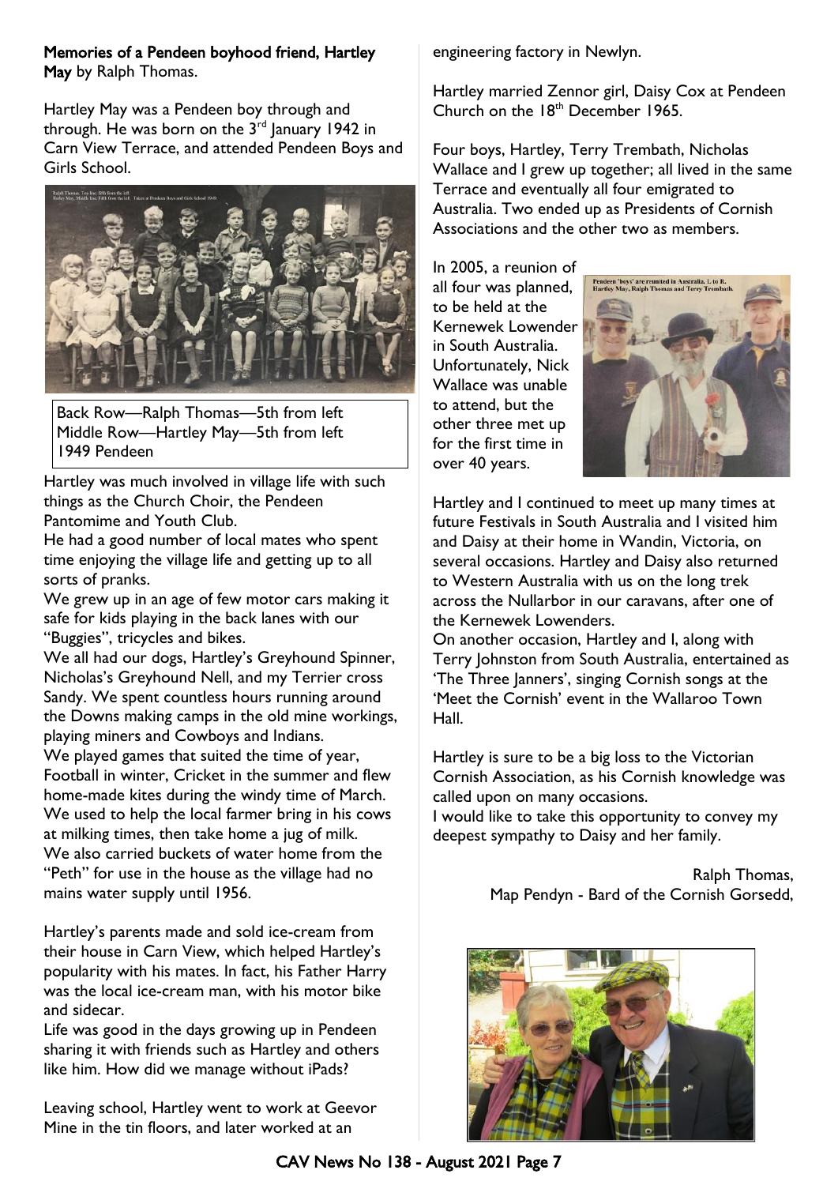**Memories of a Pendeen boyhood friend, Hartley May** by Ralph Thomas.

Hartley May was a Pendeen boy through and through. He was born on the 3rd January 1942 in Carn View Terrace, and attended Pendeen Boys and Girls School.

Back Row—Ralph Thomas—5th from left
Middle Row—Hartley May—5th from left
1949 Pendeen

Hartley was much involved in village life with such things as the Church Choir, the Pendeen Pantomime and Youth Club.

He had a good number of local mates who spent time enjoying the village life and getting up to all sorts of pranks.

We grew up in an age of few motor cars making it safe for kids playing in the back lanes with our "Buggies", tricycles and bikes.

We all had our dogs, Hartley's Greyhound Spinner, Nicholas's Greyhound Nell, and my Terrier cross Sandy. We spent countless hours running around the Downs making camps in the old mine workings, playing miners and Cowboys and Indians.

We played games that suited the time of year, Football in winter, Cricket in the summer and flew home-made kites during the windy time of March.

We used to help the local farmer bring in his cows at milking times, then take home a jug of milk.

We also carried buckets of water home from the "Peth" for use in the house as the village had no mains water supply until 1956.

Hartley's parents made and sold ice-cream from their house in Carn View, which helped Hartley's popularity with his mates. In fact, his Father Harry was the local ice-cream man, with his motor bike and sidecar.

Life was good in the days growing up in Pendeen sharing it with friends such as Hartley and others like him. How did we manage without iPads?

Leaving school, Hartley went to work at Geevor Mine in the tin floors, and later worked at an engineering factory in Newlyn.

Hartley married Zennor girl, Daisy Cox at Pendeen Church on the 18th December 1965.

Four boys, Hartley, Terry Trembath, Nicholas Wallace and I grew up together; all lived in the same Terrace and eventually all four emigrated to Australia. Two ended up as Presidents of Cornish Associations and the other two as members.

In 2005, a reunion of all four was planned, to be held at the Kernewek Lowender in South Australia. Unfortunately, Nick Wallace was unable to attend, but the other three met up for the first time in over 40 years.

Pendeen 'boys' are reunited in Australia. L to R. Hartley May, Ralph Thomas and Terry Trembath.

Hartley and I continued to meet up many times at future Festivals in South Australia and I visited him and Daisy at their home in Wandin, Victoria, on several occasions. Hartley and Daisy also returned to Western Australia with us on the long trek across the Nullarbor in our caravans, after one of the Kernewek Lowenders.

On another occasion, Hartley and I, along with Terry Johnston from South Australia, entertained as 'The Three Janners', singing Cornish songs at the 'Meet the Cornish' event in the Wallaroo Town Hall.

Hartley is sure to be a big loss to the Victorian Cornish Association, as his Cornish knowledge was called upon on many occasions.

I would like to take this opportunity to convey my deepest sympathy to Daisy and her family.

Ralph Thomas,
Map Pendyn - Bard of the Cornish Gorsedd,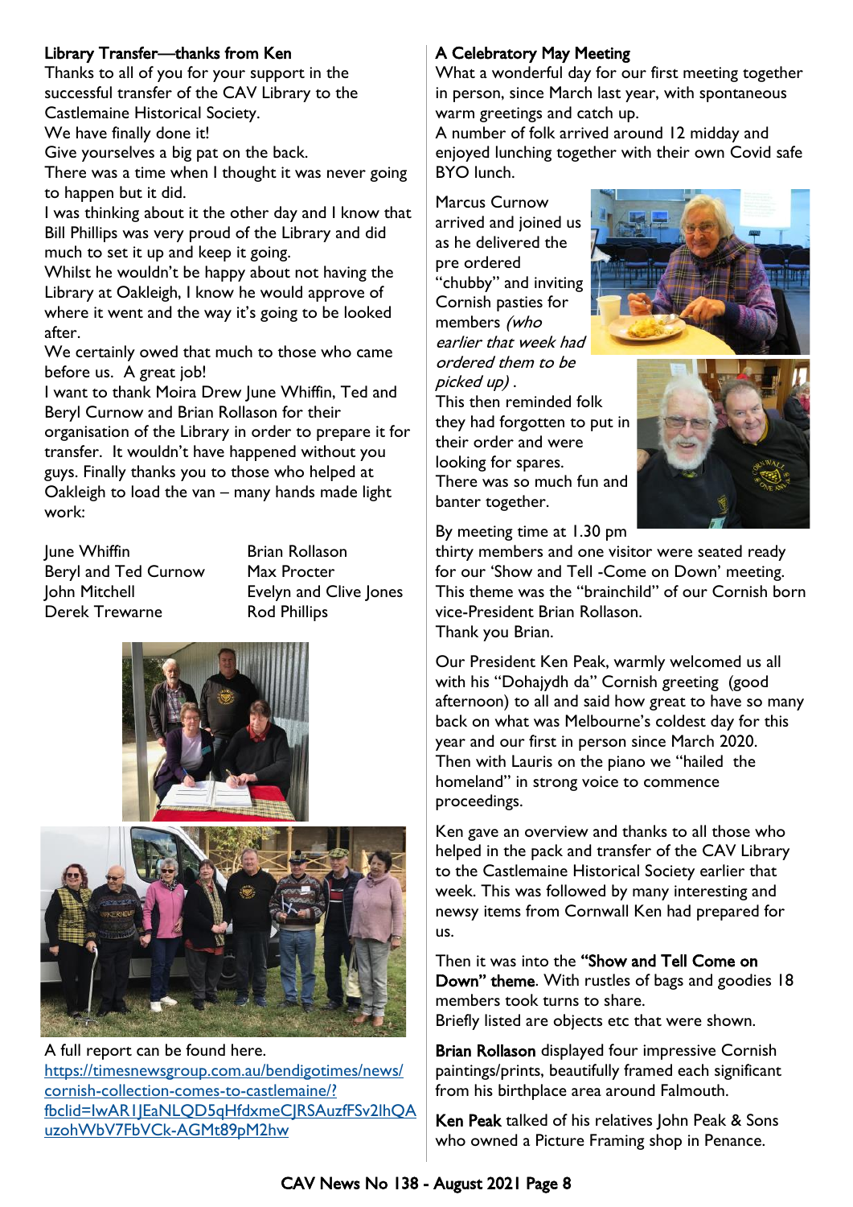## Library Transfer—thanks from Ken

Thanks to all of you for your support in the successful transfer of the CAV Library to the Castlemaine Historical Society.

We have finally done it!

Give yourselves a big pat on the back.

There was a time when I thought it was never going to happen but it did.

I was thinking about it the other day and I know that Bill Phillips was very proud of the Library and did much to set it up and keep it going.

Whilst he wouldn't be happy about not having the Library at Oakleigh, I know he would approve of where it went and the way it's going to be looked after.

We certainly owed that much to those who came before us. A great job!

I want to thank Moira Drew June Whiffin, Ted and Beryl Curnow and Brian Rollason for their organisation of the Library in order to prepare it for transfer. It wouldn't have happened without you guys. Finally thanks you to those who helped at Oakleigh to load the van – many hands made light work:

June Whiffin
Beryl and Ted Curnow
John Mitchell
Derek Trewarne
Brian Rollason
Max Procter
Evelyn and Clive Jones
Rod Phillips

A full report can be found here.
https://timesnewsgroup.com.au/bendigotimes/news/cornish-collection-comes-to-castlemaine/?fbclid=IwAR1JEaNLQD5qHfdxmeCJRSAuzfFSv2lhQAuzohWbV7FbVCk-AGMt89pM2hw

## A Celebratory May Meeting

What a wonderful day for our first meeting together in person, since March last year, with spontaneous warm greetings and catch up.

A number of folk arrived around 12 midday and enjoyed lunching together with their own Covid safe BYO lunch.

Marcus Curnow arrived and joined us as he delivered the pre ordered "chubby" and inviting Cornish pasties for members *(who earlier that week had ordered them to be picked up)* .

This then reminded folk they had forgotten to put in their order and were looking for spares.

There was so much fun and banter together.

By meeting time at 1.30 pm thirty members and one visitor were seated ready for our 'Show and Tell -Come on Down' meeting. This theme was the "brainchild" of our Cornish born vice-President Brian Rollason.

Thank you Brian.

Our President Ken Peak, warmly welcomed us all with his "Dohajydh da" Cornish greeting (good afternoon) to all and said how great to have so many back on what was Melbourne's coldest day for this year and our first in person since March 2020. Then with Lauris on the piano we "hailed the homeland" in strong voice to commence proceedings.

Ken gave an overview and thanks to all those who helped in the pack and transfer of the CAV Library to the Castlemaine Historical Society earlier that week. This was followed by many interesting and newsy items from Cornwall Ken had prepared for us.

Then it was into the **"Show and Tell Come on Down" theme**. With rustles of bags and goodies 18 members took turns to share.

Briefly listed are objects etc that were shown.

**Brian Rollason** displayed four impressive Cornish paintings/prints, beautifully framed each significant from his birthplace area around Falmouth.

**Ken Peak** talked of his relatives John Peak & Sons who owned a Picture Framing shop in Penance.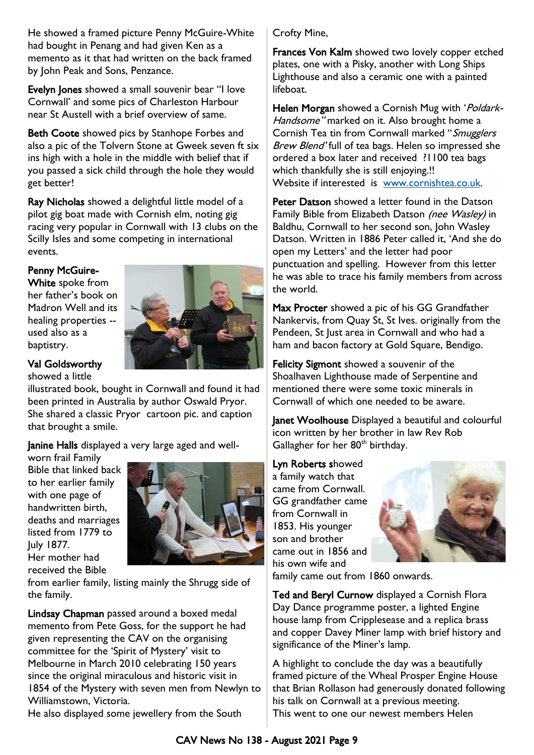He showed a framed picture Penny McGuire-White had bought in Penang and had given Ken as a memento as it that had written on the back framed by John Peak and Sons, Penzance.

**Evelyn Jones** showed a small souvenir bear "I love Cornwall' and some pics of Charleston Harbour near St Austell with a brief overview of same.

**Beth Coote** showed pics by Stanhope Forbes and also a pic of the Tolvern Stone at Gweek seven ft six ins high with a hole in the middle with belief that if you passed a sick child through the hole they would get better!

**Ray Nicholas** showed a delightful little model of a pilot gig boat made with Cornish elm, noting gig racing very popular in Cornwall with 13 clubs on the Scilly Isles and some competing in international events.

**Penny McGuire-White** spoke from her father's book on Madron Well and its healing properties -- used also as a baptistry.

**Val Goldsworthy** showed a little illustrated book, bought in Cornwall and found it had been printed in Australia by author Oswald Pryor. She shared a classic Pryor cartoon pic. and caption that brought a smile.

**Janine Halls** displayed a very large aged and well-worn frail Family Bible that linked back to her earlier family with one page of handwritten birth, deaths and marriages listed from 1779 to July 1877. Her mother had received the Bible from earlier family, listing mainly the Shrugg side of the family.

**Lindsay Chapman** passed around a boxed medal memento from Pete Goss, for the support he had given representing the CAV on the organising committee for the 'Spirit of Mystery' visit to Melbourne in March 2010 celebrating 150 years since the original miraculous and historic visit in 1854 of the Mystery with seven men from Newlyn to Williamstown, Victoria.
He also displayed some jewellery from the South Crofty Mine,

**Frances Von Kalm** showed two lovely copper etched plates, one with a Pisky, another with Long Ships Lighthouse and also a ceramic one with a painted lifeboat.

**Helen Morgan** showed a Cornish Mug with '*Poldark-Handsome"* marked on it. Also brought home a Cornish Tea tin from Cornwall marked "*Smugglers Brew Blend'* full of tea bags. Helen so impressed she ordered a box later and received ?1100 tea bags which thankfully she is still enjoying.!!
Website if interested is www.cornishtea.co.uk,

**Peter Datson** showed a letter found in the Datson Family Bible from Elizabeth Datson *(nee Wasley)* in Baldhu, Cornwall to her second son, John Wasley Datson. Written in 1886 Peter called it, 'And she do open my Letters' and the letter had poor punctuation and spelling. However from this letter he was able to trace his family members from across the world.

**Max Procter** showed a pic of his GG Grandfather Nankervis, from Quay St, St Ives. originally from the Pendeen, St Just area in Cornwall and who had a ham and bacon factory at Gold Square, Bendigo.

**Felicity Sigmont** showed a souvenir of the Shoalhaven Lighthouse made of Serpentine and mentioned there were some toxic minerals in Cornwall of which one needed to be aware.

**Janet Woolhouse** Displayed a beautiful and colourful icon written by her brother in law Rev Rob Gallagher for her 80th birthday.

**Lyn Roberts** showed a family watch that came from Cornwall. GG grandfather came from Cornwall in 1853. His younger son and brother came out in 1856 and his own wife and family came out from 1860 onwards.

**Ted and Beryl Curnow** displayed a Cornish Flora Day Dance programme poster, a lighted Engine house lamp from Cripplesease and a replica brass and copper Davey Miner lamp with brief history and significance of the Miner's lamp.

A highlight to conclude the day was a beautifully framed picture of the Wheal Prosper Engine House that Brian Rollason had generously donated following his talk on Cornwall at a previous meeting.
This went to one our newest members Helen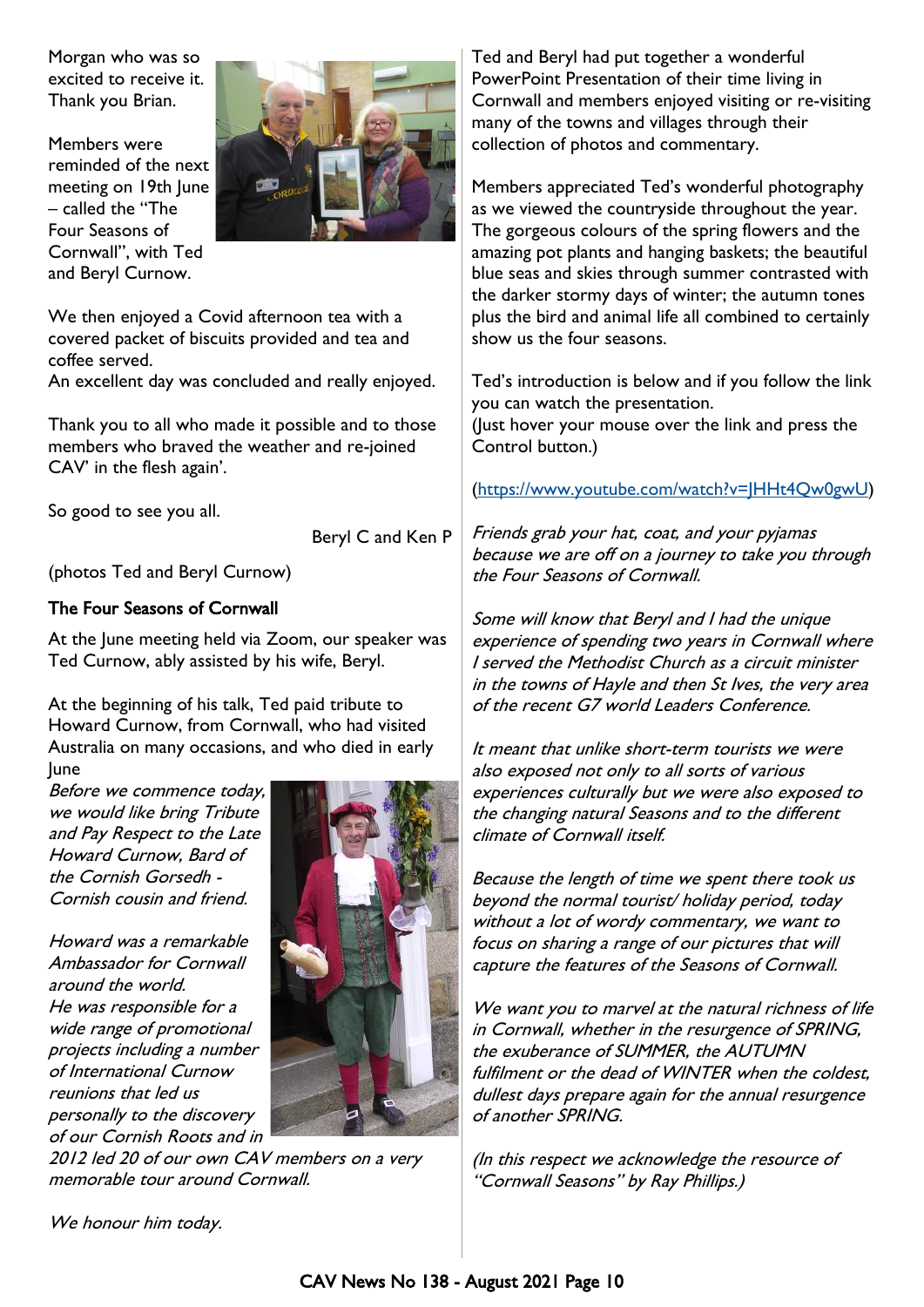Morgan who was so excited to receive it. Thank you Brian.

Members were reminded of the next meeting on 19th June – called the "The Four Seasons of Cornwall", with Ted and Beryl Curnow.

We then enjoyed a Covid afternoon tea with a covered packet of biscuits provided and tea and coffee served.
An excellent day was concluded and really enjoyed.

Thank you to all who made it possible and to those members who braved the weather and re-joined CAV' in the flesh again'.

So good to see you all.

Beryl C and Ken P

(photos Ted and Beryl Curnow)

**The Four Seasons of Cornwall**

At the June meeting held via Zoom, our speaker was Ted Curnow, ably assisted by his wife, Beryl.

At the beginning of his talk, Ted paid tribute to Howard Curnow, from Cornwall, who had visited Australia on many occasions, and who died in early June

*Before we commence today, we would like bring Tribute and Pay Respect to the Late Howard Curnow, Bard of the Cornish Gorsedh - Cornish cousin and friend.*

*Howard was a remarkable Ambassador for Cornwall around the world.*
*He was responsible for a wide range of promotional projects including a number of International Curnow reunions that led us personally to the discovery of our Cornish Roots and in 2012 led 20 of our own CAV members on a very memorable tour around Cornwall.*

*We honour him today.*

Ted and Beryl had put together a wonderful PowerPoint Presentation of their time living in Cornwall and members enjoyed visiting or re-visiting many of the towns and villages through their collection of photos and commentary.

Members appreciated Ted's wonderful photography as we viewed the countryside throughout the year. The gorgeous colours of the spring flowers and the amazing pot plants and hanging baskets; the beautiful blue seas and skies through summer contrasted with the darker stormy days of winter; the autumn tones plus the bird and animal life all combined to certainly show us the four seasons.

Ted's introduction is below and if you follow the link you can watch the presentation.
(Just hover your mouse over the link and press the Control button.)

(https://www.youtube.com/watch?v=JHHt4Qw0gwU)

*Friends grab your hat, coat, and your pyjamas because we are off on a journey to take you through the Four Seasons of Cornwall.*

*Some will know that Beryl and I had the unique experience of spending two years in Cornwall where I served the Methodist Church as a circuit minister in the towns of Hayle and then St Ives, the very area of the recent G7 world Leaders Conference.*

*It meant that unlike short-term tourists we were also exposed not only to all sorts of various experiences culturally but we were also exposed to the changing natural Seasons and to the different climate of Cornwall itself.*

*Because the length of time we spent there took us beyond the normal tourist/ holiday period, today without a lot of wordy commentary, we want to focus on sharing a range of our pictures that will capture the features of the Seasons of Cornwall.*

*We want you to marvel at the natural richness of life in Cornwall, whether in the resurgence of SPRING, the exuberance of SUMMER, the AUTUMN fulfilment or the dead of WINTER when the coldest, dullest days prepare again for the annual resurgence of another SPRING.*

*(In this respect we acknowledge the resource of "Cornwall Seasons" by Ray Phillips.)*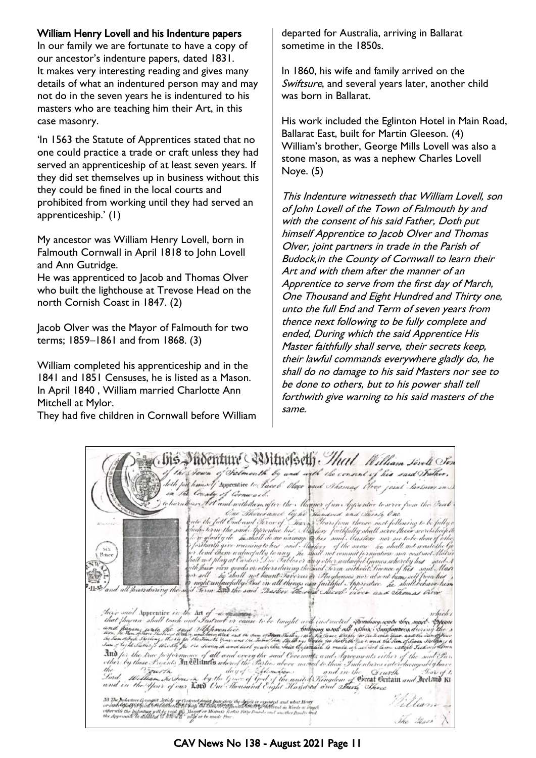### William Henry Lovell and his Indenture papers

In our family we are fortunate to have a copy of our ancestor's indenture papers, dated 1831. It makes very interesting reading and gives many details of what an indentured person may and may not do in the seven years he is indentured to his masters who are teaching him their Art, in this case masonry.

'In 1563 the Statute of Apprentices stated that no one could practice a trade or craft unless they had served an apprenticeship of at least seven years. If they did set themselves up in business without this they could be fined in the local courts and prohibited from working until they had served an apprenticeship.' (1)

My ancestor was William Henry Lovell, born in Falmouth Cornwall in April 1818 to John Lovell and Ann Gutridge.

He was apprenticed to Jacob and Thomas Olver who built the lighthouse at Trevose Head on the north Cornish Coast in 1847. (2)

Jacob Olver was the Mayor of Falmouth for two terms; 1859–1861 and from 1868. (3)

William completed his apprenticeship and in the 1841 and 1851 Censuses, he is listed as a Mason. In April 1840 , William married Charlotte Ann Mitchell at Mylor.

They had five children in Cornwall before William departed for Australia, arriving in Ballarat sometime in the 1850s.

In 1860, his wife and family arrived on the *Swiftsure*, and several years later, another child was born in Ballarat.

His work included the Eglinton Hotel in Main Road, Ballarat East, built for Martin Gleeson. (4) William's brother, George Mills Lovell was also a stone mason, as was a nephew Charles Lovell Noye. (5)

*This Indenture witnesseth that William Lovell, son of John Lovell of the Town of Falmouth by and with the consent of his said Father, Doth put himself Apprentice to Jacob Olver and Thomas Olver, joint partners in trade in the Parish of Budock,in the County of Cornwall to learn their Art and with them after the manner of an Apprentice to serve from the first day of March, One Thousand and Eight Hundred and Thirty one, unto the full End and Term of seven years from thence next following to be fully complete and ended, During which the said Apprentice His Master faithfully shall serve, their secrets keep, their lawful commands everywhere gladly do, he shall do no damage to his said Masters nor see to be done to others, but to his power shall tell forthwith give warning to his said masters of the same.*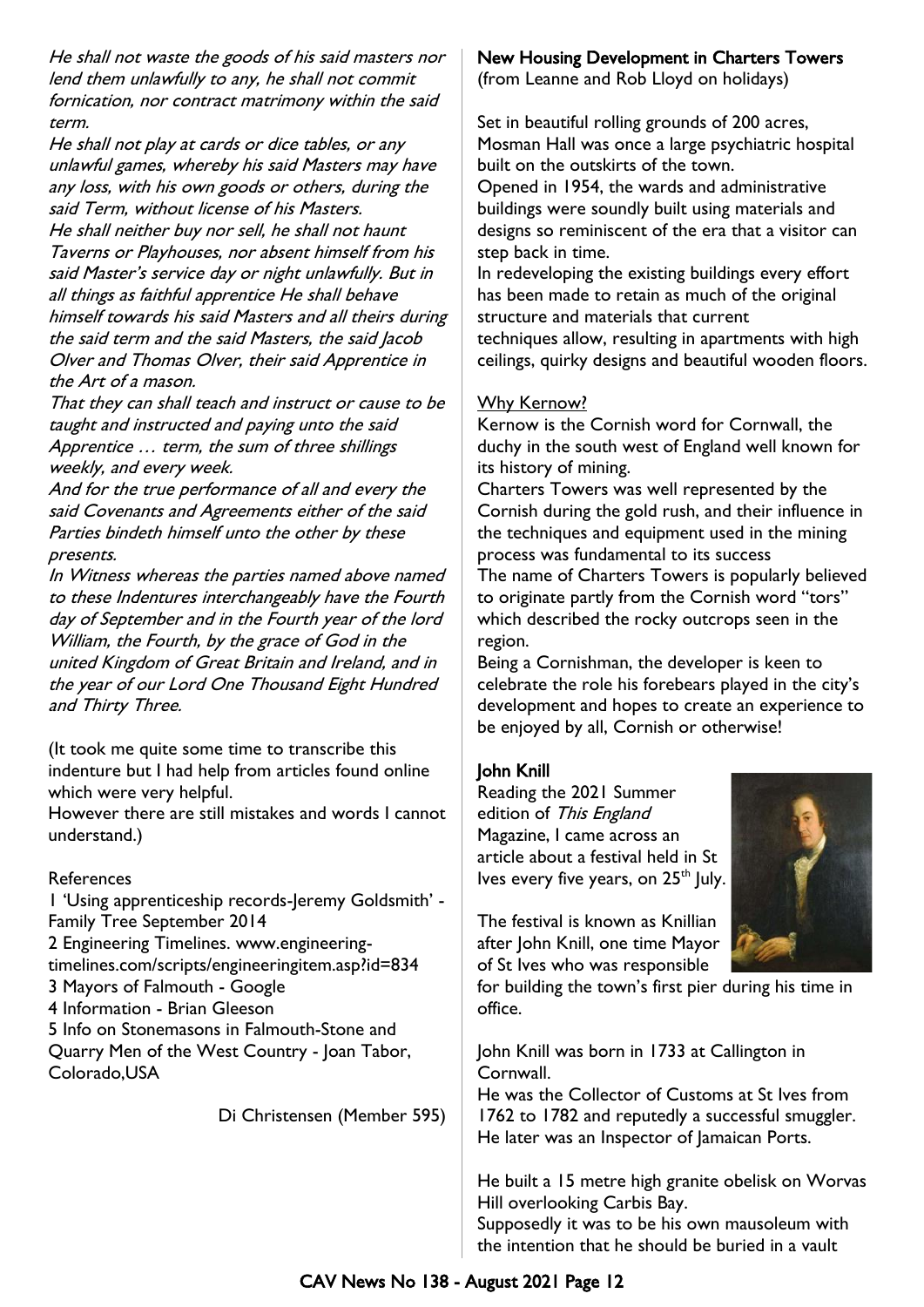*He shall not waste the goods of his said masters nor lend them unlawfully to any, he shall not commit fornication, nor contract matrimony within the said term.*

*He shall not play at cards or dice tables, or any unlawful games, whereby his said Masters may have any loss, with his own goods or others, during the said Term, without license of his Masters.*

*He shall neither buy nor sell, he shall not haunt Taverns or Playhouses, nor absent himself from his said Master's service day or night unlawfully. But in all things as faithful apprentice He shall behave himself towards his said Masters and all theirs during the said term and the said Masters, the said Jacob Olver and Thomas Olver, their said Apprentice in the Art of a mason.*

*That they can shall teach and instruct or cause to be taught and instructed and paying unto the said Apprentice … term, the sum of three shillings weekly, and every week.*

*And for the true performance of all and every the said Covenants and Agreements either of the said Parties bindeth himself unto the other by these presents.*

*In Witness whereas the parties named above named to these Indentures interchangeably have the Fourth day of September and in the Fourth year of the lord William, the Fourth, by the grace of God in the united Kingdom of Great Britain and Ireland, and in the year of our Lord One Thousand Eight Hundred and Thirty Three.*

(It took me quite some time to transcribe this indenture but I had help from articles found online which were very helpful.

However there are still mistakes and words I cannot understand.)

References

1 'Using apprenticeship records-Jeremy Goldsmith' - Family Tree September 2014

2 Engineering Timelines. www.engineering-timelines.com/scripts/engineeringitem.asp?id=834

3 Mayors of Falmouth - Google

4 Information - Brian Gleeson

5 Info on Stonemasons in Falmouth-Stone and Quarry Men of the West Country - Joan Tabor, Colorado,USA

Di Christensen (Member 595)

**New Housing Development in Charters Towers**
(from Leanne and Rob Lloyd on holidays)

Set in beautiful rolling grounds of 200 acres, Mosman Hall was once a large psychiatric hospital built on the outskirts of the town.

Opened in 1954, the wards and administrative buildings were soundly built using materials and designs so reminiscent of the era that a visitor can step back in time.

In redeveloping the existing buildings every effort has been made to retain as much of the original structure and materials that current techniques allow, resulting in apartments with high ceilings, quirky designs and beautiful wooden floors.

Why Kernow?

Kernow is the Cornish word for Cornwall, the duchy in the south west of England well known for its history of mining.

Charters Towers was well represented by the Cornish during the gold rush, and their influence in the techniques and equipment used in the mining process was fundamental to its success

The name of Charters Towers is popularly believed to originate partly from the Cornish word "tors" which described the rocky outcrops seen in the region.

Being a Cornishman, the developer is keen to celebrate the role his forebears played in the city's development and hopes to create an experience to be enjoyed by all, Cornish or otherwise!

**John Knill**

Reading the 2021 Summer edition of *This England* Magazine, I came across an article about a festival held in St Ives every five years, on 25th July.

The festival is known as Knillian after John Knill, one time Mayor of St Ives who was responsible for building the town's first pier during his time in office.

John Knill was born in 1733 at Callington in Cornwall.

He was the Collector of Customs at St Ives from 1762 to 1782 and reputedly a successful smuggler. He later was an Inspector of Jamaican Ports.

He built a 15 metre high granite obelisk on Worvas Hill overlooking Carbis Bay.

Supposedly it was to be his own mausoleum with the intention that he should be buried in a vault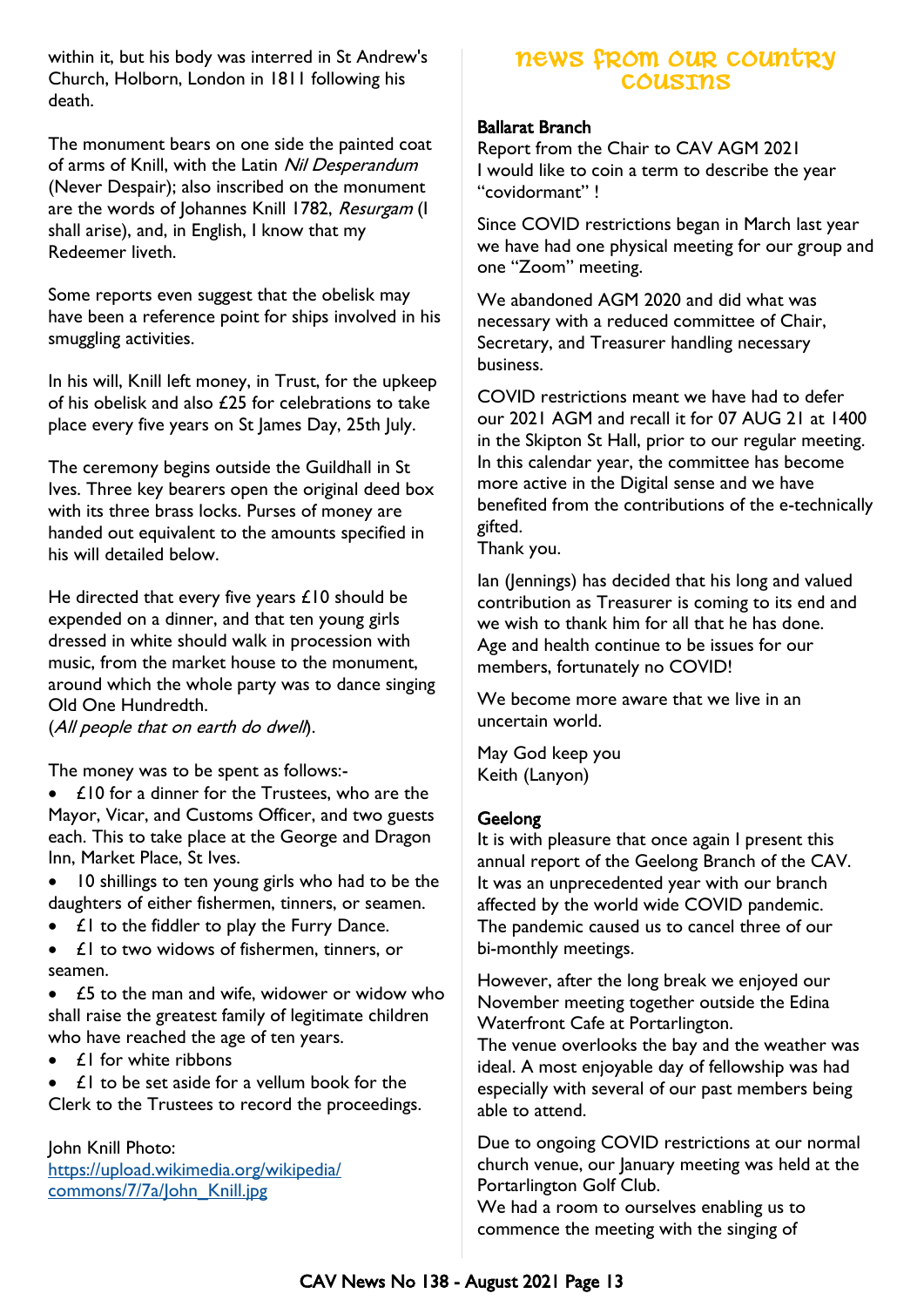within it, but his body was interred in St Andrew's Church, Holborn, London in 1811 following his death.

The monument bears on one side the painted coat of arms of Knill, with the Latin *Nil Desperandum* (Never Despair); also inscribed on the monument are the words of Johannes Knill 1782, *Resurgam* (I shall arise), and, in English, I know that my Redeemer liveth.

Some reports even suggest that the obelisk may have been a reference point for ships involved in his smuggling activities.

In his will, Knill left money, in Trust, for the upkeep of his obelisk and also £25 for celebrations to take place every five years on St James Day, 25th July.

The ceremony begins outside the Guildhall in St Ives. Three key bearers open the original deed box with its three brass locks. Purses of money are handed out equivalent to the amounts specified in his will detailed below.

He directed that every five years £10 should be expended on a dinner, and that ten young girls dressed in white should walk in procession with music, from the market house to the monument, around which the whole party was to dance singing Old One Hundredth.
(*All people that on earth do dwell*).

The money was to be spent as follows:-

- £10 for a dinner for the Trustees, who are the Mayor, Vicar, and Customs Officer, and two guests each. This to take place at the George and Dragon Inn, Market Place, St Ives.
- 10 shillings to ten young girls who had to be the daughters of either fishermen, tinners, or seamen.
- £1 to the fiddler to play the Furry Dance.
- £1 to two widows of fishermen, tinners, or seamen.
- £5 to the man and wife, widower or widow who shall raise the greatest family of legitimate children who have reached the age of ten years.
- £1 for white ribbons
- £1 to be set aside for a vellum book for the Clerk to the Trustees to record the proceedings.

John Knill Photo:
https://upload.wikimedia.org/wikipedia/commons/7/7a/John_Knill.jpg

# News from our Country Cousins

**Ballarat Branch**

Report from the Chair to CAV AGM 2021
I would like to coin a term to describe the year "covidormant" !

Since COVID restrictions began in March last year we have had one physical meeting for our group and one "Zoom" meeting.

We abandoned AGM 2020 and did what was necessary with a reduced committee of Chair, Secretary, and Treasurer handling necessary business.

COVID restrictions meant we have had to defer our 2021 AGM and recall it for 07 AUG 21 at 1400 in the Skipton St Hall, prior to our regular meeting. In this calendar year, the committee has become more active in the Digital sense and we have benefited from the contributions of the e-technically gifted.
Thank you.

Ian (Jennings) has decided that his long and valued contribution as Treasurer is coming to its end and we wish to thank him for all that he has done. Age and health continue to be issues for our members, fortunately no COVID!

We become more aware that we live in an uncertain world.

May God keep you
Keith (Lanyon)

**Geelong**

It is with pleasure that once again I present this annual report of the Geelong Branch of the CAV. It was an unprecedented year with our branch affected by the world wide COVID pandemic. The pandemic caused us to cancel three of our bi-monthly meetings.

However, after the long break we enjoyed our November meeting together outside the Edina Waterfront Cafe at Portarlington.
The venue overlooks the bay and the weather was ideal. A most enjoyable day of fellowship was had especially with several of our past members being able to attend.

Due to ongoing COVID restrictions at our normal church venue, our January meeting was held at the Portarlington Golf Club.
We had a room to ourselves enabling us to commence the meeting with the singing of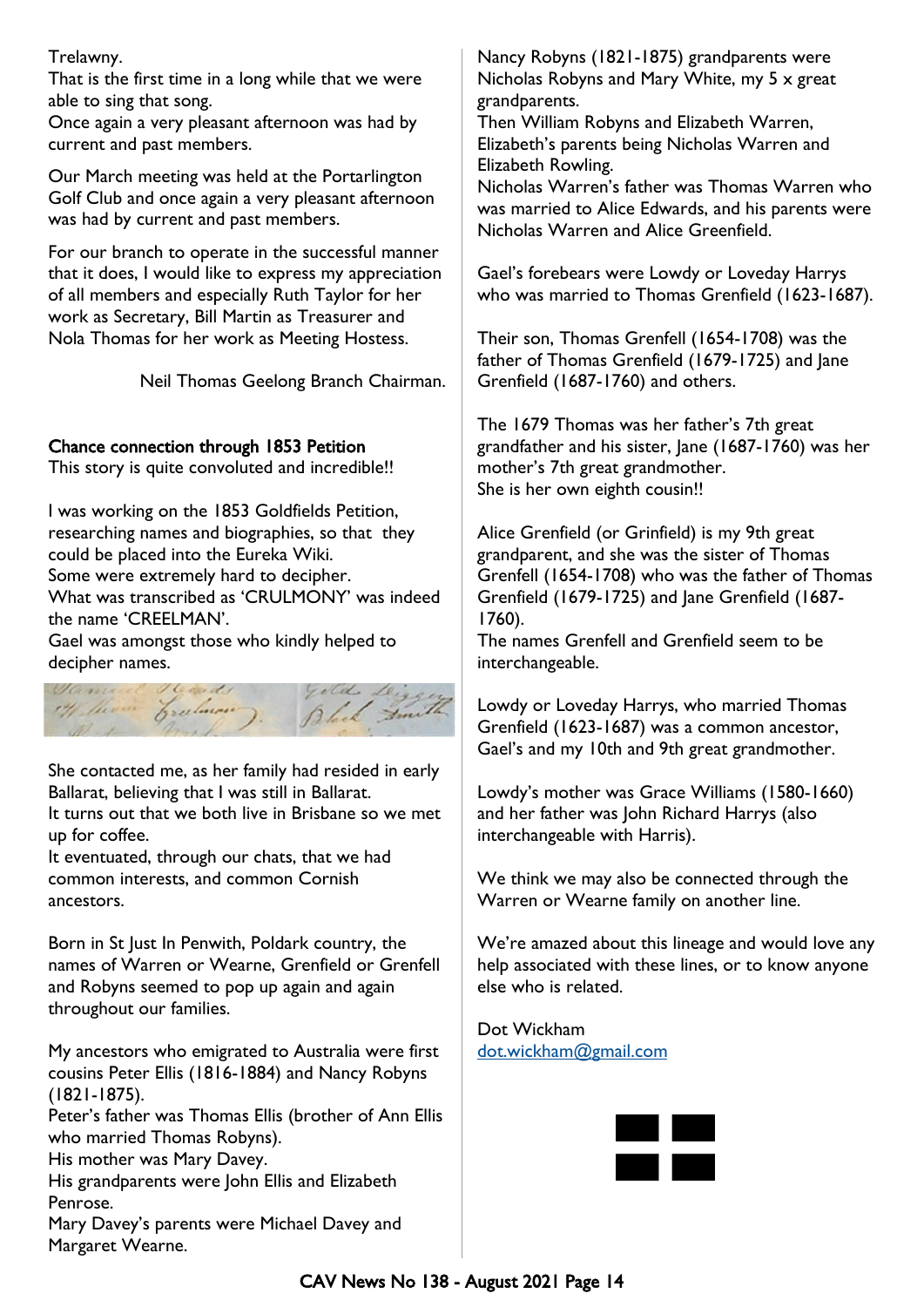Trelawny.
That is the first time in a long while that we were able to sing that song.
Once again a very pleasant afternoon was had by current and past members.

Our March meeting was held at the Portarlington Golf Club and once again a very pleasant afternoon was had by current and past members.

For our branch to operate in the successful manner that it does, I would like to express my appreciation of all members and especially Ruth Taylor for her work as Secretary, Bill Martin as Treasurer and Nola Thomas for her work as Meeting Hostess.

Neil Thomas Geelong Branch Chairman.

## Chance connection through 1853 Petition

This story is quite convoluted and incredible!!

I was working on the 1853 Goldfields Petition, researching names and biographies, so that they could be placed into the Eureka Wiki.
Some were extremely hard to decipher.
What was transcribed as 'CRULMONY' was indeed the name 'CREELMAN'.
Gael was amongst those who kindly helped to decipher names.

She contacted me, as her family had resided in early Ballarat, believing that I was still in Ballarat.
It turns out that we both live in Brisbane so we met up for coffee.
It eventuated, through our chats, that we had common interests, and common Cornish ancestors.

Born in St Just In Penwith, Poldark country, the names of Warren or Wearne, Grenfield or Grenfell and Robyns seemed to pop up again and again throughout our families.

My ancestors who emigrated to Australia were first cousins Peter Ellis (1816-1884) and Nancy Robyns (1821-1875).
Peter's father was Thomas Ellis (brother of Ann Ellis who married Thomas Robyns).
His mother was Mary Davey.
His grandparents were John Ellis and Elizabeth Penrose.
Mary Davey's parents were Michael Davey and Margaret Wearne.

Nancy Robyns (1821-1875) grandparents were Nicholas Robyns and Mary White, my 5 x great grandparents.
Then William Robyns and Elizabeth Warren, Elizabeth's parents being Nicholas Warren and Elizabeth Rowling.
Nicholas Warren's father was Thomas Warren who was married to Alice Edwards, and his parents were Nicholas Warren and Alice Greenfield.

Gael's forebears were Lowdy or Loveday Harrys who was married to Thomas Grenfield (1623-1687).

Their son, Thomas Grenfell (1654-1708) was the father of Thomas Grenfield (1679-1725) and Jane Grenfield (1687-1760) and others.

The 1679 Thomas was her father's 7th great grandfather and his sister, Jane (1687-1760) was her mother's 7th great grandmother.
She is her own eighth cousin!!

Alice Grenfield (or Grinfield) is my 9th great grandparent, and she was the sister of Thomas Grenfell (1654-1708) who was the father of Thomas Grenfield (1679-1725) and Jane Grenfield (1687-1760).
The names Grenfell and Grenfield seem to be interchangeable.

Lowdy or Loveday Harrys, who married Thomas Grenfield (1623-1687) was a common ancestor, Gael's and my 10th and 9th great grandmother.

Lowdy's mother was Grace Williams (1580-1660) and her father was John Richard Harrys (also interchangeable with Harris).

We think we may also be connected through the Warren or Wearne family on another line.

We're amazed about this lineage and would love any help associated with these lines, or to know anyone else who is related.

Dot Wickham
dot.wickham@gmail.com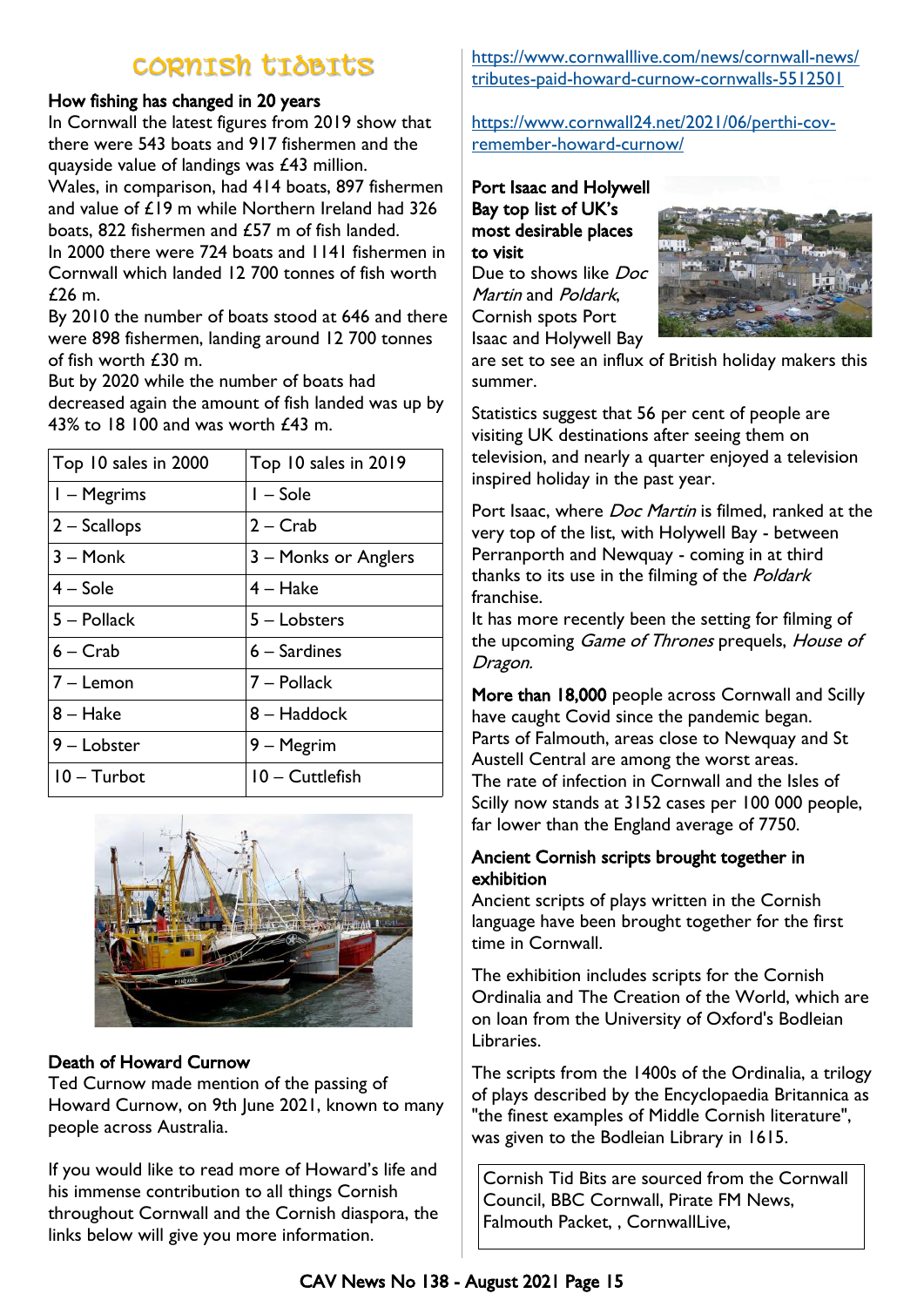# CORNISH TIDBITS

## How fishing has changed in 20 years

In Cornwall the latest figures from 2019 show that there were 543 boats and 917 fishermen and the quayside value of landings was £43 million.
Wales, in comparison, had 414 boats, 897 fishermen and value of £19 m while Northern Ireland had 326 boats, 822 fishermen and £57 m of fish landed.
In 2000 there were 724 boats and 1141 fishermen in Cornwall which landed 12 700 tonnes of fish worth £26 m.
By 2010 the number of boats stood at 646 and there were 898 fishermen, landing around 12 700 tonnes of fish worth £30 m.
But by 2020 while the number of boats had decreased again the amount of fish landed was up by 43% to 18 100 and was worth £43 m.

| Top 10 sales in 2000 | Top 10 sales in 2019 |
|---|---|
| 1 – Megrims | 1 – Sole |
| 2 – Scallops | 2 – Crab |
| 3 – Monk | 3 – Monks or Anglers |
| 4 – Sole | 4 – Hake |
| 5 – Pollack | 5 – Lobsters |
| 6 – Crab | 6 – Sardines |
| 7 – Lemon | 7 – Pollack |
| 8 – Hake | 8 – Haddock |
| 9 – Lobster | 9 – Megrim |
| 10 – Turbot | 10 – Cuttlefish |

## Death of Howard Curnow

Ted Curnow made mention of the passing of Howard Curnow, on 9th June 2021, known to many people across Australia.

If you would like to read more of Howard's life and his immense contribution to all things Cornish throughout Cornwall and the Cornish diaspora, the links below will give you more information.

https://www.cornwalllive.com/news/cornwall-news/tributes-paid-howard-curnow-cornwalls-5512501

https://www.cornwall24.net/2021/06/perthi-cov-remember-howard-curnow/

## Port Isaac and Holywell Bay top list of UK's most desirable places to visit

Due to shows like *Doc Martin* and *Poldark*, Cornish spots Port Isaac and Holywell Bay are set to see an influx of British holiday makers this summer.

Statistics suggest that 56 per cent of people are visiting UK destinations after seeing them on television, and nearly a quarter enjoyed a television inspired holiday in the past year.

Port Isaac, where *Doc Martin* is filmed, ranked at the very top of the list, with Holywell Bay - between Perranporth and Newquay - coming in at third thanks to its use in the filming of the *Poldark* franchise.
It has more recently been the setting for filming of the upcoming *Game of Thrones* prequels, *House of Dragon.*

**More than 18,000** people across Cornwall and Scilly have caught Covid since the pandemic began.
Parts of Falmouth, areas close to Newquay and St Austell Central are among the worst areas.
The rate of infection in Cornwall and the Isles of Scilly now stands at 3152 cases per 100 000 people, far lower than the England average of 7750.

## Ancient Cornish scripts brought together in exhibition

Ancient scripts of plays written in the Cornish language have been brought together for the first time in Cornwall.

The exhibition includes scripts for the Cornish Ordinalia and The Creation of the World, which are on loan from the University of Oxford's Bodleian Libraries.

The scripts from the 1400s of the Ordinalia, a trilogy of plays described by the Encyclopaedia Britannica as "the finest examples of Middle Cornish literature", was given to the Bodleian Library in 1615.

Cornish Tid Bits are sourced from the Cornwall Council, BBC Cornwall, Pirate FM News, Falmouth Packet, , CornwallLive,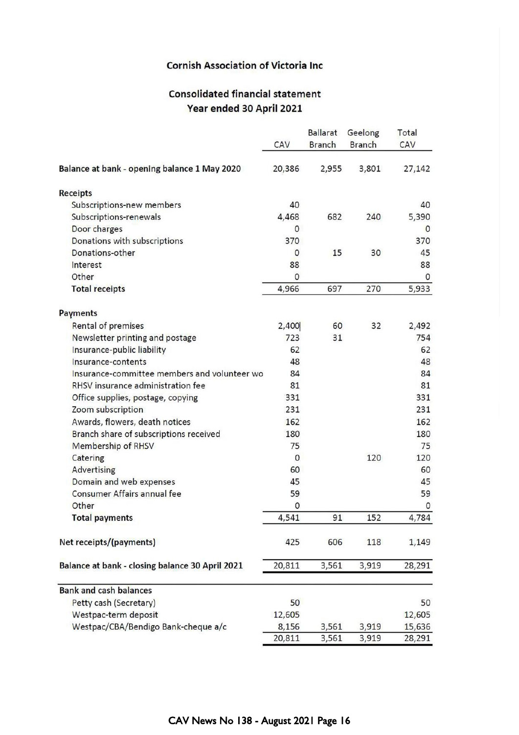# Cornish Association of Victoria Inc

## Consolidated financial statement
## Year ended 30 April 2021

| | CAV | Ballarat Branch | Geelong Branch | Total CAV |
|---|---|---|---|---|
| **Balance at bank - opening balance 1 May 2020** | 20,386 | 2,955 | 3,801 | 27,142 |
| **Receipts** | | | | |
| Subscriptions-new members | 40 | | | 40 |
| Subscriptions-renewals | 4,468 | 682 | 240 | 5,390 |
| Door charges | 0 | | | 0 |
| Donations with subscriptions | 370 | | | 370 |
| Donations-other | 0 | 15 | 30 | 45 |
| Interest | 88 | | | 88 |
| Other | 0 | | | 0 |
| **Total receipts** | 4,966 | 697 | 270 | 5,933 |
| **Payments** | | | | |
| Rental of premises | 2,400 | 60 | 32 | 2,492 |
| Newsletter printing and postage | 723 | 31 | | 754 |
| Insurance-public liability | 62 | | | 62 |
| Insurance-contents | 48 | | | 48 |
| Insurance-committee members and volunteer wo | 84 | | | 84 |
| RHSV insurance administration fee | 81 | | | 81 |
| Office supplies, postage, copying | 331 | | | 331 |
| Zoom subscription | 231 | | | 231 |
| Awards, flowers, death notices | 162 | | | 162 |
| Branch share of subscriptions received | 180 | | | 180 |
| Membership of RHSV | 75 | | | 75 |
| Catering | 0 | | 120 | 120 |
| Advertising | 60 | | | 60 |
| Domain and web expenses | 45 | | | 45 |
| Consumer Affairs annual fee | 59 | | | 59 |
| Other | 0 | | | 0 |
| **Total payments** | 4,541 | 91 | 152 | 4,784 |
| **Net receipts/(payments)** | 425 | 606 | 118 | 1,149 |
| **Balance at bank - closing balance 30 April 2021** | 20,811 | 3,561 | 3,919 | 28,291 |
| **Bank and cash balances** | | | | |
| Petty cash (Secretary) | 50 | | | 50 |
| Westpac-term deposit | 12,605 | | | 12,605 |
| Westpac/CBA/Bendigo Bank-cheque a/c | 8,156 | 3,561 | 3,919 | 15,636 |
| | 20,811 | 3,561 | 3,919 | 28,291 |